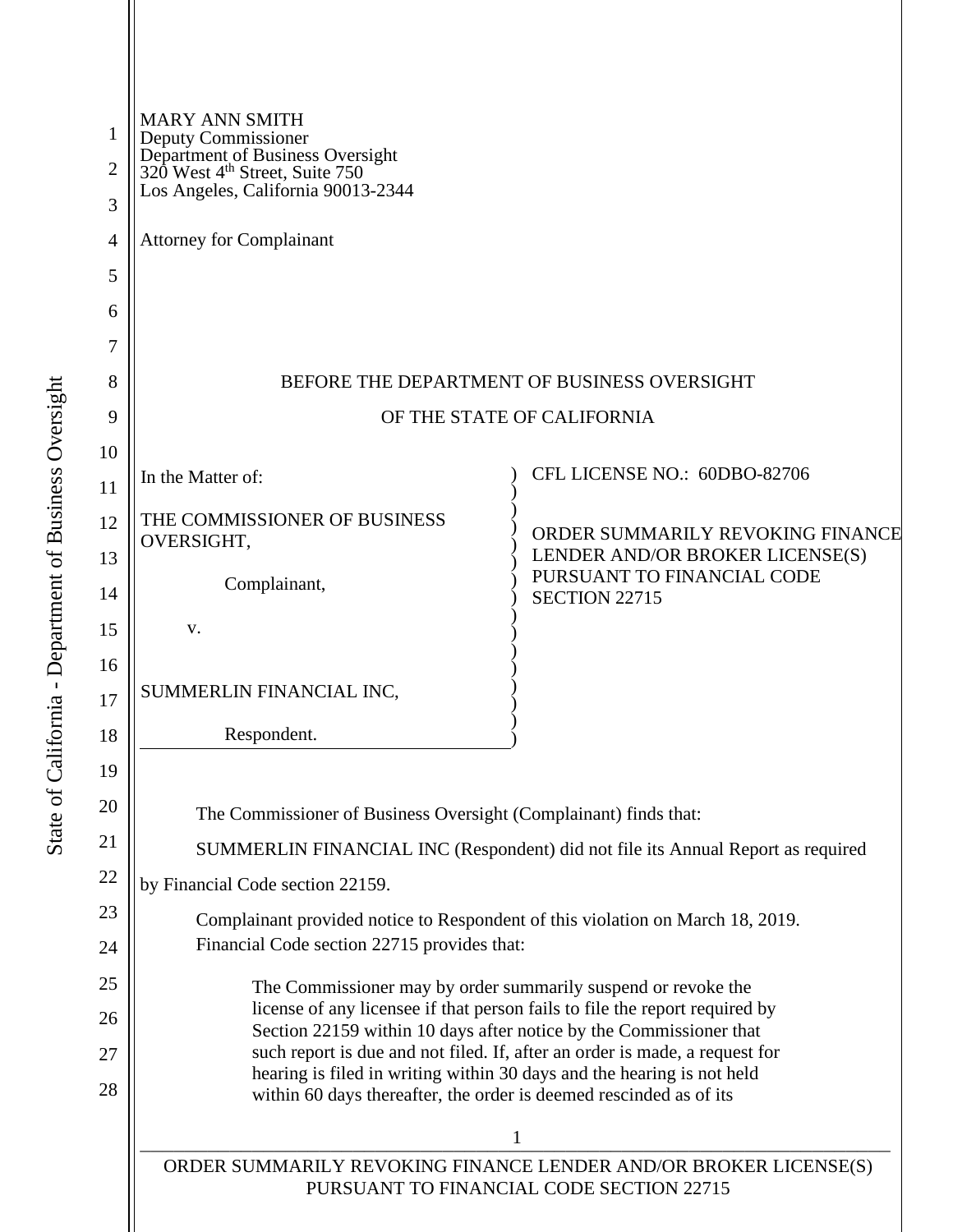MARY ANN SMITH
Deputy Commissioner
Department of Business Oversight
320 West 4th Street, Suite 750
Los Angeles, California 90013-2344

Attorney for Complainant

BEFORE THE DEPARTMENT OF BUSINESS OVERSIGHT

OF THE STATE OF CALIFORNIA

| | |
|---|---|
| In the Matter of:<br><br>THE COMMISSIONER OF BUSINESS OVERSIGHT,<br><br>Complainant,<br><br>v.<br><br>SUMMERLIN FINANCIAL INC,<br><br>Respondent. | CFL LICENSE NO.: 60DBO-82706<br><br>ORDER SUMMARILY REVOKING FINANCE LENDER AND/OR BROKER LICENSE(S) PURSUANT TO FINANCIAL CODE SECTION 22715 |

The Commissioner of Business Oversight (Complainant) finds that:

SUMMERLIN FINANCIAL INC (Respondent) did not file its Annual Report as required by Financial Code section 22159.

Complainant provided notice to Respondent of this violation on March 18, 2019.

Financial Code section 22715 provides that:

> The Commissioner may by order summarily suspend or revoke the license of any licensee if that person fails to file the report required by Section 22159 within 10 days after notice by the Commissioner that such report is due and not filed. If, after an order is made, a request for hearing is filed in writing within 30 days and the hearing is not held within 60 days thereafter, the order is deemed rescinded as of its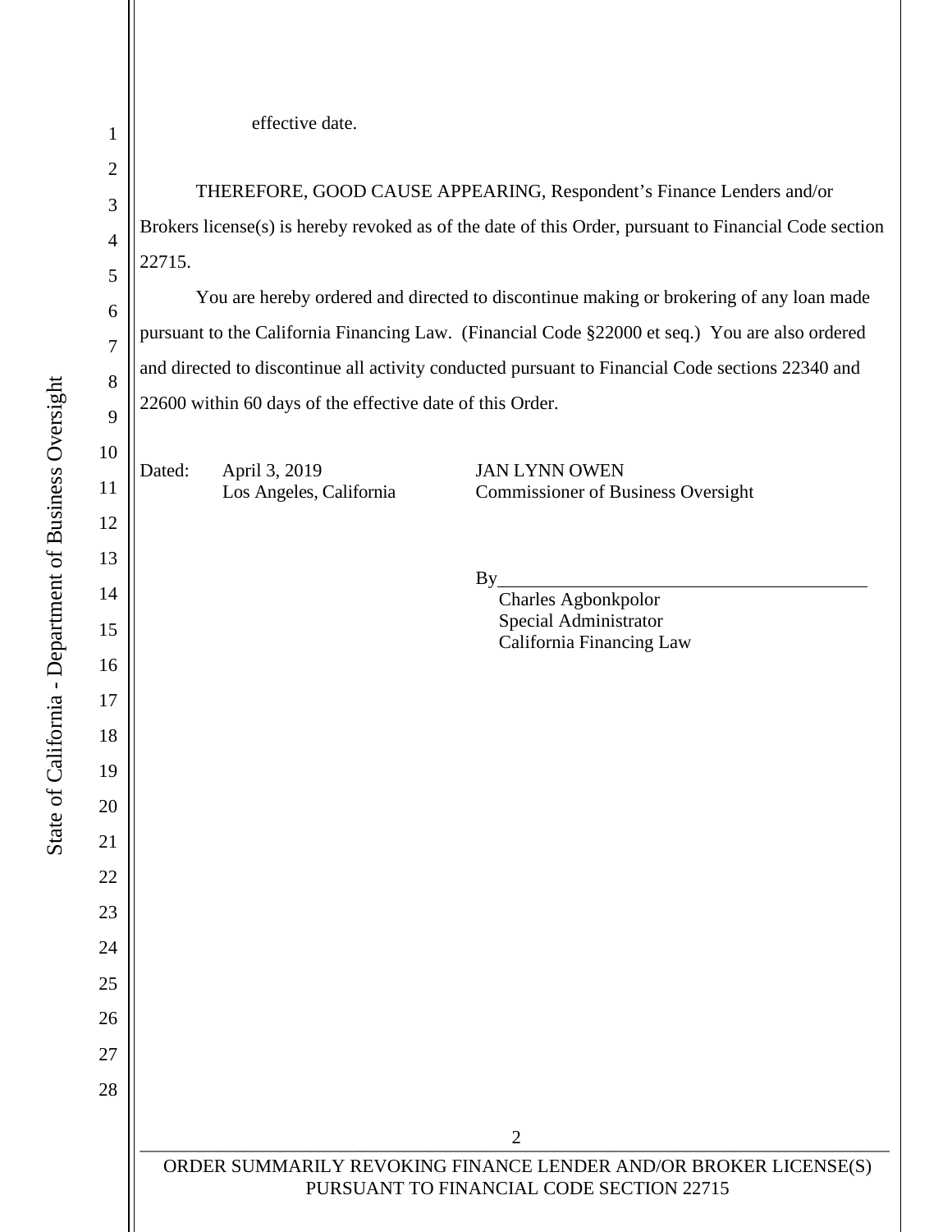effective date.

THEREFORE, GOOD CAUSE APPEARING, Respondent's Finance Lenders and/or Brokers license(s) is hereby revoked as of the date of this Order, pursuant to Financial Code section 22715.

You are hereby ordered and directed to discontinue making or brokering of any loan made pursuant to the California Financing Law. (Financial Code §22000 et seq.) You are also ordered and directed to discontinue all activity conducted pursuant to Financial Code sections 22340 and 22600 within 60 days of the effective date of this Order.

Dated: April 3, 2019
Los Angeles, California

JAN LYNN OWEN
Commissioner of Business Oversight

By______________________________
Charles Agbonkpolor
Special Administrator
California Financing Law